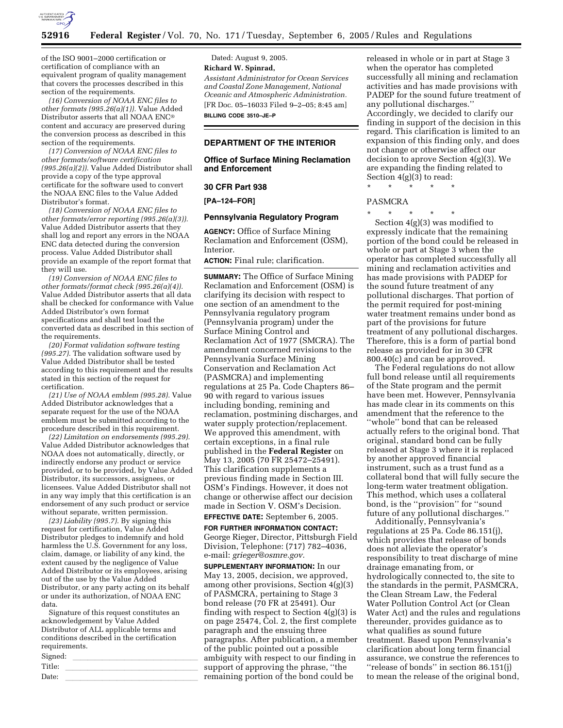of the ISO 9001–2000 certification or certification of compliance with an equivalent program of quality management that covers the processes described in this section of the requirements.

*(16) Conversion of NOAA ENC files to other formats (995.26(a)(1)).* Value Added Distributor asserts that all NOAA ENC® content and accuracy are preserved during the conversion process as described in this section of the requirements.

*(17) Conversion of NOAA ENC files to other formats/software certification (995.26(a)(2)).* Value Added Distributor shall provide a copy of the type approval certificate for the software used to convert the NOAA ENC files to the Value Added Distributor's format.

*(18) Conversion of NOAA ENC files to other formats/error reporting (995.26(a)(3)).* Value Added Distributor asserts that they shall log and report any errors in the NOAA ENC data detected during the conversion process. Value Added Distributor shall provide an example of the report format that they will use.

*(19) Conversion of NOAA ENC files to other formats/format check (995.26(a)(4)).* Value Added Distributor asserts that all data shall be checked for conformance with Value Added Distributor's own format specifications and shall test load the converted data as described in this section of the requirements.

*(20) Format validation software testing (995.27).* The validation software used by Value Added Distributor shall be tested according to this requirement and the results stated in this section of the request for certification.

*(21) Use of NOAA emblem (995.28).* Value Added Distributor acknowledges that a separate request for the use of the NOAA emblem must be submitted according to the procedure described in this requirement.

*(22) Limitation on endorsements (995.29).* Value Added Distributor acknowledges that NOAA does not automatically, directly, or indirectly endorse any product or service provided, or to be provided, by Value Added Distributor, its successors, assignees, or licensees. Value Added Distributor shall not in any way imply that this certification is an endorsement of any such product or service without separate, written permission.

*(23) Liability (995.7).* By signing this request for certification, Value Added Distributor pledges to indemnify and hold harmless the U.S. Government for any loss, claim, damage, or liability of any kind, the extent caused by the negligence of Value Added Distributor or its employees, arising out of the use by the Value Added Distributor, or any party acting on its behalf or under its authorization, of NOAA ENC data.

Signature of this request constitutes an acknowledgement by Value Added Distributor of ALL applicable terms and conditions described in the certification requirements.

Signed: ________________________

Title: ________________________

Date: ________________________

Dated: August 9, 2005.

**Richard W. Spinrad,**

*Assistant Administrator for Ocean Services and Coastal Zone Management, National Oceanic and Atmospheric Administration.*

[FR Doc. 05–16033 Filed 9–2–05; 8:45 am]

**BILLING CODE 3510–JE–P**

---

## DEPARTMENT OF THE INTERIOR

### Office of Surface Mining Reclamation and Enforcement

### 30 CFR Part 938

**[PA–124–FOR]**

### Pennsylvania Regulatory Program

**AGENCY:** Office of Surface Mining Reclamation and Enforcement (OSM), Interior.

**ACTION:** Final rule; clarification.

**SUMMARY:** The Office of Surface Mining Reclamation and Enforcement (OSM) is clarifying its decision with respect to one section of an amendment to the Pennsylvania regulatory program (Pennsylvania program) under the Surface Mining Control and Reclamation Act of 1977 (SMCRA). The amendment concerned revisions to the Pennsylvania Surface Mining Conservation and Reclamation Act (PASMCRA) and implementing regulations at 25 Pa. Code Chapters 86–90 with regard to various issues including bonding, remining and reclamation, postmining discharges, and water supply protection/replacement. We approved this amendment, with certain exceptions, in a final rule published in the **Federal Register** on May 13, 2005 (70 FR 25472–25491). This clarification supplements a previous finding made in Section III. OSM's Findings. However, it does not change or otherwise affect our decision made in Section V. OSM's Decision.

**EFFECTIVE DATE:** September 6, 2005.

**FOR FURTHER INFORMATION CONTACT:** George Rieger, Director, Pittsburgh Field Division, Telephone: (717) 782–4036, e-mail: *grieger@osmre.gov.*

**SUPPLEMENTARY INFORMATION:** In our May 13, 2005, decision, we approved, among other provisions, Section 4(g)(3) of PASMCRA, pertaining to Stage 3 bond release (70 FR at 25491). Our finding with respect to Section 4(g)(3) is on page 25474, Col. 2, the first complete paragraph and the ensuing three paragraphs. After publication, a member of the public pointed out a possible ambiguity with respect to our finding in support of approving the phrase, ''the remaining portion of the bond could be released in whole or in part at Stage 3 when the operator has completed successfully all mining and reclamation activities and has made provisions with PADEP for the sound future treatment of any pollutional discharges.'' Accordingly, we decided to clarify our finding in support of the decision in this regard. This clarification is limited to an expansion of this finding only, and does not change or otherwise affect our decision to aprove Section 4(g)(3). We are expanding the finding related to Section 4(g)(3) to read:

\* \* \* \* \*

PASMCRA

\* \* \* \* \*

Section 4(g)(3) was modified to expressly indicate that the remaining portion of the bond could be released in whole or part at Stage 3 when the operator has completed successfully all mining and reclamation activities and has made provisions with PADEP for the sound future treatment of any pollutional discharges. That portion of the permit required for post-mining water treatment remains under bond as part of the provisions for future treatment of any pollutional discharges. Therefore, this is a form of partial bond release as provided for in 30 CFR 800.40(c) and can be approved.

The Federal regulations do not allow full bond release until all requirements of the State program and the permit have been met. However, Pennsylvania has made clear in its comments on this amendment that the reference to the ''whole'' bond that can be released actually refers to the original bond. That original, standard bond can be fully released at Stage 3 where it is replaced by another approved financial instrument, such as a trust fund as a collateral bond that will fully secure the long-term water treatment obligation. This method, which uses a collateral bond, is the ''provision'' for ''sound future of any pollutional discharges.''

Additionally, Pennsylvania's regulations at 25 Pa. Code 86.151(j), which provides that release of bonds does not alleviate the operator's responsibility to treat discharge of mine drainage emanating from, or hydrologically connected to, the site to the standards in the permit, PASMCRA, the Clean Stream Law, the Federal Water Pollution Control Act (or Clean Water Act) and the rules and regulations thereunder, provides guidance as to what qualifies as sound future treatment. Based upon Pennsylvania's clarification about long term financial assurance, we construe the references to ''release of bonds'' in section 86.151(j) to mean the release of the original bond,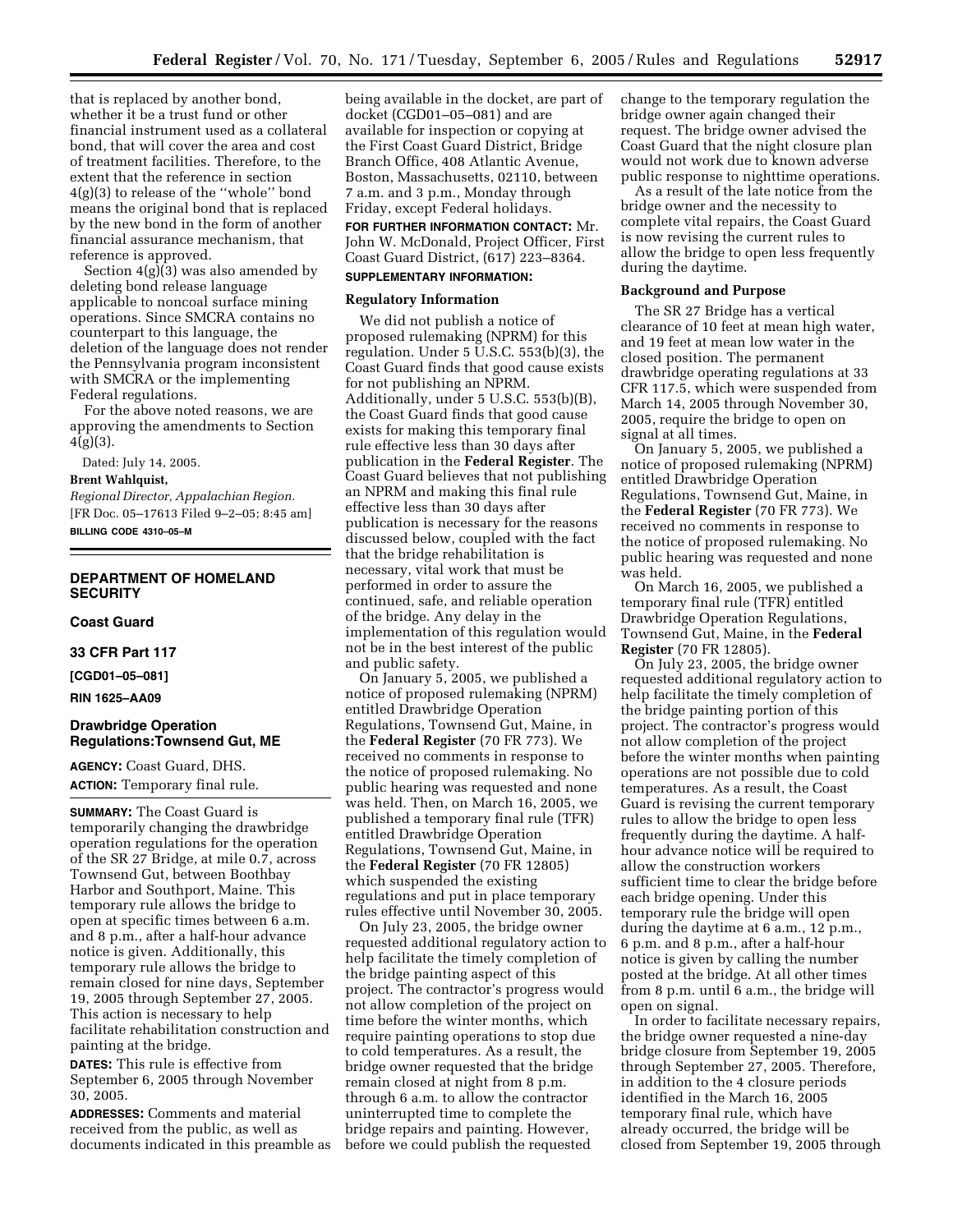that is replaced by another bond, whether it be a trust fund or other financial instrument used as a collateral bond, that will cover the area and cost of treatment facilities. Therefore, to the extent that the reference in section 4(g)(3) to release of the ''whole'' bond means the original bond that is replaced by the new bond in the form of another financial assurance mechanism, that reference is approved.

Section 4(g)(3) was also amended by deleting bond release language applicable to noncoal surface mining operations. Since SMCRA contains no counterpart to this language, the deletion of the language does not render the Pennsylvania program inconsistent with SMCRA or the implementing Federal regulations.

For the above noted reasons, we are approving the amendments to Section 4(g)(3).

Dated: July 14, 2005.

**Brent Wahlquist,**

*Regional Director, Appalachian Region.*

[FR Doc. 05–17613 Filed 9–2–05; 8:45 am]

**BILLING CODE 4310–05–M**

---

## DEPARTMENT OF HOMELAND SECURITY

### Coast Guard

### 33 CFR Part 117

**[CGD01–05–081]**

**RIN 1625–AA09**

## Drawbridge Operation Regulations:Townsend Gut, ME

**AGENCY:** Coast Guard, DHS.

**ACTION:** Temporary final rule.

**SUMMARY:** The Coast Guard is temporarily changing the drawbridge operation regulations for the operation of the SR 27 Bridge, at mile 0.7, across Townsend Gut, between Boothbay Harbor and Southport, Maine. This temporary rule allows the bridge to open at specific times between 6 a.m. and 8 p.m., after a half-hour advance notice is given. Additionally, this temporary rule allows the bridge to remain closed for nine days, September 19, 2005 through September 27, 2005. This action is necessary to help facilitate rehabilitation construction and painting at the bridge.

**DATES:** This rule is effective from September 6, 2005 through November 30, 2005.

**ADDRESSES:** Comments and material received from the public, as well as documents indicated in this preamble as being available in the docket, are part of docket (CGD01–05–081) and are available for inspection or copying at the First Coast Guard District, Bridge Branch Office, 408 Atlantic Avenue, Boston, Massachusetts, 02110, between 7 a.m. and 3 p.m., Monday through Friday, except Federal holidays.

**FOR FURTHER INFORMATION CONTACT:** Mr. John W. McDonald, Project Officer, First Coast Guard District, (617) 223–8364.

**SUPPLEMENTARY INFORMATION:**

**Regulatory Information**

We did not publish a notice of proposed rulemaking (NPRM) for this regulation. Under 5 U.S.C. 553(b)(3), the Coast Guard finds that good cause exists for not publishing an NPRM. Additionally, under 5 U.S.C. 553(b)(B), the Coast Guard finds that good cause exists for making this temporary final rule effective less than 30 days after publication in the **Federal Register**. The Coast Guard believes that not publishing an NPRM and making this final rule effective less than 30 days after publication is necessary for the reasons discussed below, coupled with the fact that the bridge rehabilitation is necessary, vital work that must be performed in order to assure the continued, safe, and reliable operation of the bridge. Any delay in the implementation of this regulation would not be in the best interest of the public and public safety.

On January 5, 2005, we published a notice of proposed rulemaking (NPRM) entitled Drawbridge Operation Regulations, Townsend Gut, Maine, in the **Federal Register** (70 FR 773). We received no comments in response to the notice of proposed rulemaking. No public hearing was requested and none was held. Then, on March 16, 2005, we published a temporary final rule (TFR) entitled Drawbridge Operation Regulations, Townsend Gut, Maine, in the **Federal Register** (70 FR 12805) which suspended the existing regulations and put in place temporary rules effective until November 30, 2005.

On July 23, 2005, the bridge owner requested additional regulatory action to help facilitate the timely completion of the bridge painting aspect of this project. The contractor's progress would not allow completion of the project on time before the winter months, which require painting operations to stop due to cold temperatures. As a result, the bridge owner requested that the bridge remain closed at night from 8 p.m. through 6 a.m. to allow the contractor uninterrupted time to complete the bridge repairs and painting. However, before we could publish the requested change to the temporary regulation the bridge owner again changed their request. The bridge owner advised the Coast Guard that the night closure plan would not work due to known adverse public response to nighttime operations.

As a result of the late notice from the bridge owner and the necessity to complete vital repairs, the Coast Guard is now revising the current rules to allow the bridge to open less frequently during the daytime.

**Background and Purpose**

The SR 27 Bridge has a vertical clearance of 10 feet at mean high water, and 19 feet at mean low water in the closed position. The permanent drawbridge operating regulations at 33 CFR 117.5, which were suspended from March 14, 2005 through November 30, 2005, require the bridge to open on signal at all times.

On January 5, 2005, we published a notice of proposed rulemaking (NPRM) entitled Drawbridge Operation Regulations, Townsend Gut, Maine, in the **Federal Register** (70 FR 773). We received no comments in response to the notice of proposed rulemaking. No public hearing was requested and none was held.

On March 16, 2005, we published a temporary final rule (TFR) entitled Drawbridge Operation Regulations, Townsend Gut, Maine, in the **Federal Register** (70 FR 12805).

On July 23, 2005, the bridge owner requested additional regulatory action to help facilitate the timely completion of the bridge painting portion of this project. The contractor's progress would not allow completion of the project before the winter months when painting operations are not possible due to cold temperatures. As a result, the Coast Guard is revising the current temporary rules to allow the bridge to open less frequently during the daytime. A half-hour advance notice will be required to allow the construction workers sufficient time to clear the bridge before each bridge opening. Under this temporary rule the bridge will open during the daytime at 6 a.m., 12 p.m., 6 p.m. and 8 p.m., after a half-hour notice is given by calling the number posted at the bridge. At all other times from 8 p.m. until 6 a.m., the bridge will open on signal.

In order to facilitate necessary repairs, the bridge owner requested a nine-day bridge closure from September 19, 2005 through September 27, 2005. Therefore, in addition to the 4 closure periods identified in the March 16, 2005 temporary final rule, which have already occurred, the bridge will be closed from September 19, 2005 through